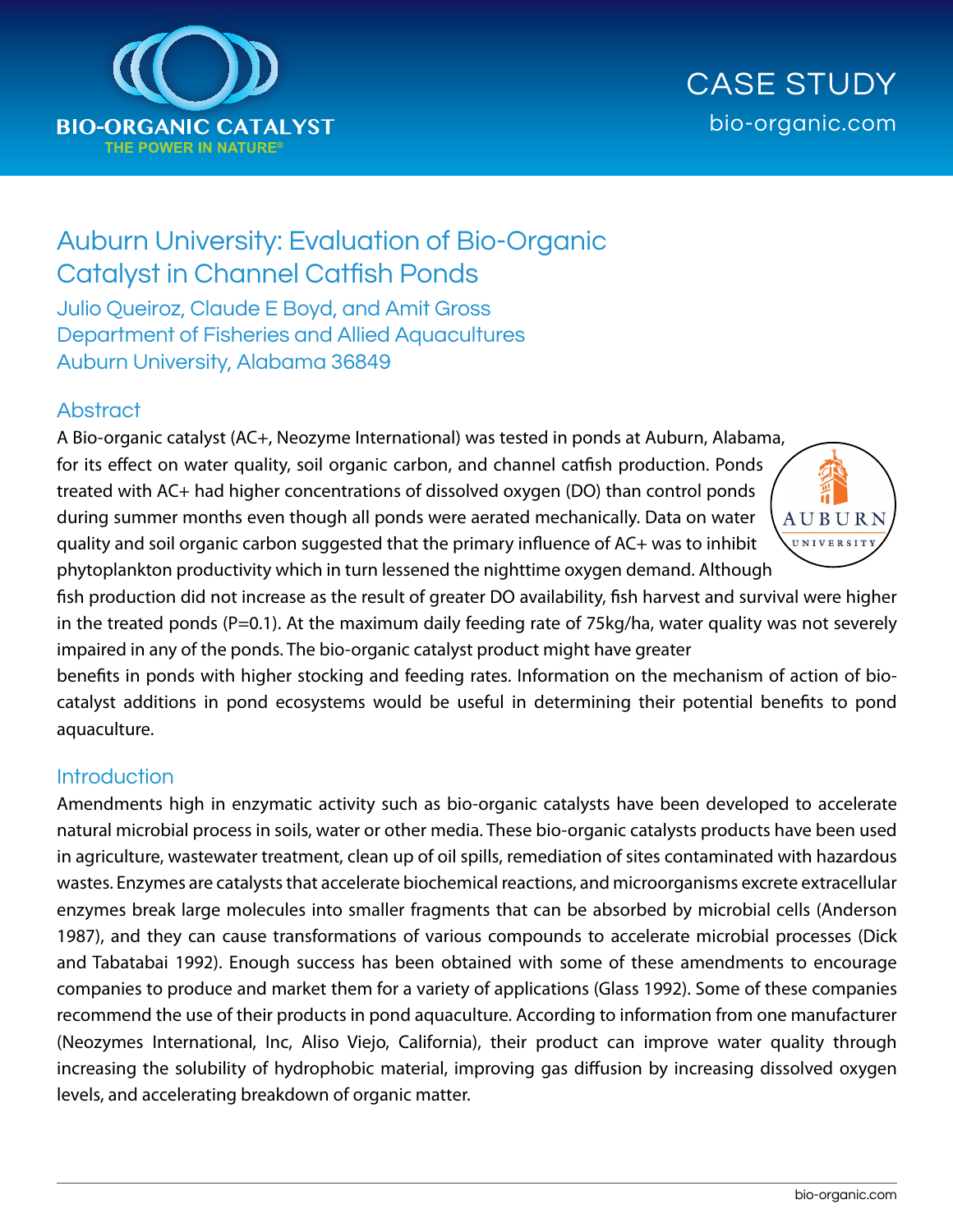BIO-ORGANIC CATALYST

THE POWER IN NATURE®

CASE STUDY

bio-organic.com

# Auburn University: Evaluation of Bio-Organic Catalyst in Channel Catfish Ponds

Julio Queiroz, Claude E Boyd, and Amit Gross
Department of Fisheries and Allied Aquacultures
Auburn University, Alabama 36849

## Abstract

A Bio-organic catalyst (AC+, Neozyme International) was tested in ponds at Auburn, Alabama, for its effect on water quality, soil organic carbon, and channel catfish production. Ponds treated with AC+ had higher concentrations of dissolved oxygen (DO) than control ponds during summer months even though all ponds were aerated mechanically. Data on water quality and soil organic carbon suggested that the primary influence of AC+ was to inhibit phytoplankton productivity which in turn lessened the nighttime oxygen demand. Although fish production did not increase as the result of greater DO availability, fish harvest and survival were higher in the treated ponds ($P=0.1$). At the maximum daily feeding rate of 75kg/ha, water quality was not severely impaired in any of the ponds. The bio-organic catalyst product might have greater benefits in ponds with higher stocking and feeding rates. Information on the mechanism of action of bio-catalyst additions in pond ecosystems would be useful in determining their potential benefits to pond aquaculture.

## Introduction

Amendments high in enzymatic activity such as bio-organic catalysts have been developed to accelerate natural microbial process in soils, water or other media. These bio-organic catalysts products have been used in agriculture, wastewater treatment, clean up of oil spills, remediation of sites contaminated with hazardous wastes. Enzymes are catalysts that accelerate biochemical reactions, and microorganisms excrete extracellular enzymes break large molecules into smaller fragments that can be absorbed by microbial cells (Anderson 1987), and they can cause transformations of various compounds to accelerate microbial processes (Dick and Tabatabai 1992). Enough success has been obtained with some of these amendments to encourage companies to produce and market them for a variety of applications (Glass 1992). Some of these companies recommend the use of their products in pond aquaculture. According to information from one manufacturer (Neozymes International, Inc, Aliso Viejo, California), their product can improve water quality through increasing the solubility of hydrophobic material, improving gas diffusion by increasing dissolved oxygen levels, and accelerating breakdown of organic matter.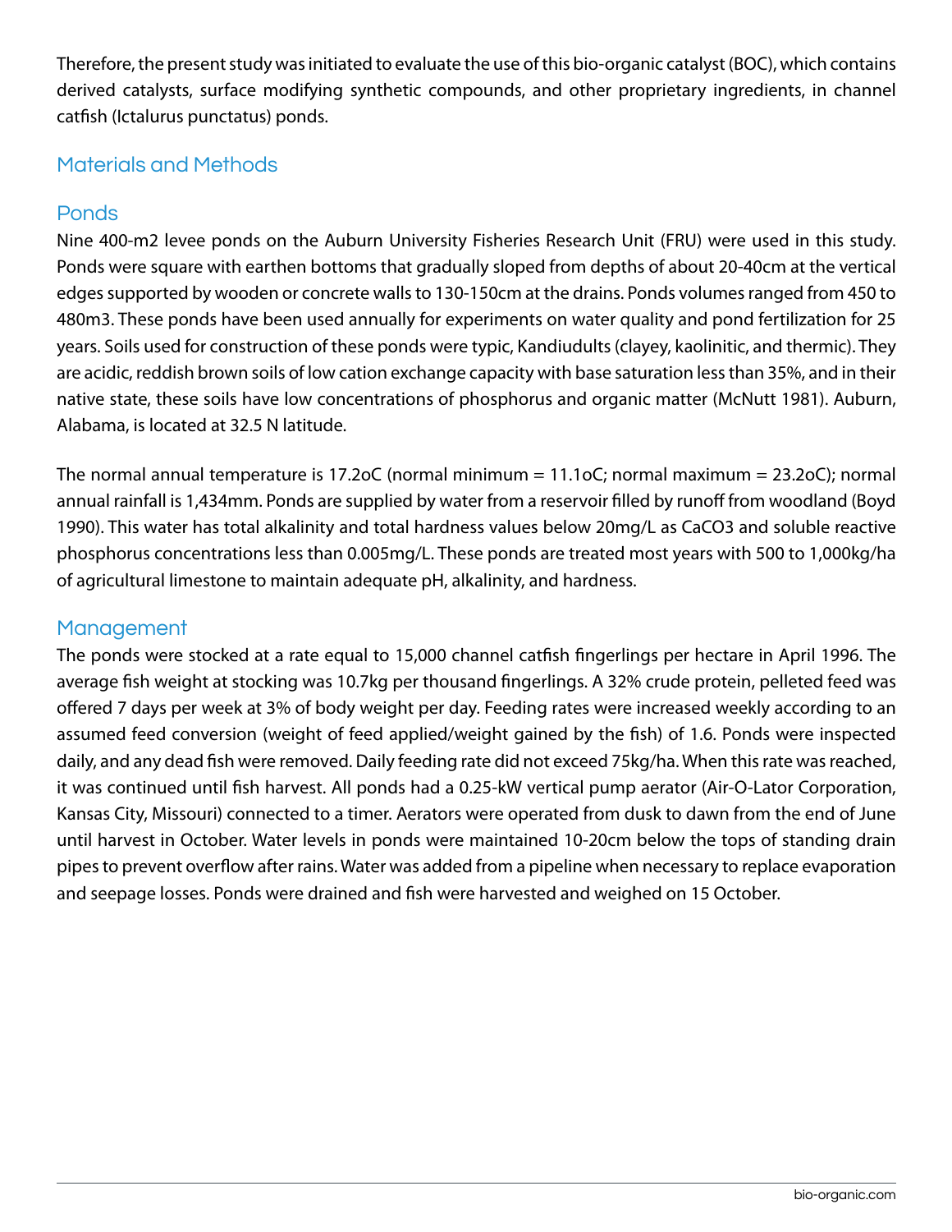Therefore, the present study was initiated to evaluate the use of this bio-organic catalyst (BOC), which contains derived catalysts, surface modifying synthetic compounds, and other proprietary ingredients, in channel catfish (Ictalurus punctatus) ponds.

## Materials and Methods

### Ponds

Nine 400-m2 levee ponds on the Auburn University Fisheries Research Unit (FRU) were used in this study. Ponds were square with earthen bottoms that gradually sloped from depths of about 20-40cm at the vertical edges supported by wooden or concrete walls to 130-150cm at the drains. Ponds volumes ranged from 450 to 480m3. These ponds have been used annually for experiments on water quality and pond fertilization for 25 years. Soils used for construction of these ponds were typic, Kandiudults (clayey, kaolinitic, and thermic). They are acidic, reddish brown soils of low cation exchange capacity with base saturation less than 35%, and in their native state, these soils have low concentrations of phosphorus and organic matter (McNutt 1981). Auburn, Alabama, is located at 32.5 N latitude.

The normal annual temperature is 17.2oC (normal minimum = 11.1oC; normal maximum = 23.2oC); normal annual rainfall is 1,434mm. Ponds are supplied by water from a reservoir filled by runoff from woodland (Boyd 1990). This water has total alkalinity and total hardness values below 20mg/L as $CaCO_3$ and soluble reactive phosphorus concentrations less than 0.005mg/L. These ponds are treated most years with 500 to 1,000kg/ha of agricultural limestone to maintain adequate pH, alkalinity, and hardness.

### Management

The ponds were stocked at a rate equal to 15,000 channel catfish fingerlings per hectare in April 1996. The average fish weight at stocking was 10.7kg per thousand fingerlings. A 32% crude protein, pelleted feed was offered 7 days per week at 3% of body weight per day. Feeding rates were increased weekly according to an assumed feed conversion (weight of feed applied/weight gained by the fish) of 1.6. Ponds were inspected daily, and any dead fish were removed. Daily feeding rate did not exceed 75kg/ha. When this rate was reached, it was continued until fish harvest. All ponds had a 0.25-kW vertical pump aerator (Air-O-Lator Corporation, Kansas City, Missouri) connected to a timer. Aerators were operated from dusk to dawn from the end of June until harvest in October. Water levels in ponds were maintained 10-20cm below the tops of standing drain pipes to prevent overflow after rains. Water was added from a pipeline when necessary to replace evaporation and seepage losses. Ponds were drained and fish were harvested and weighed on 15 October.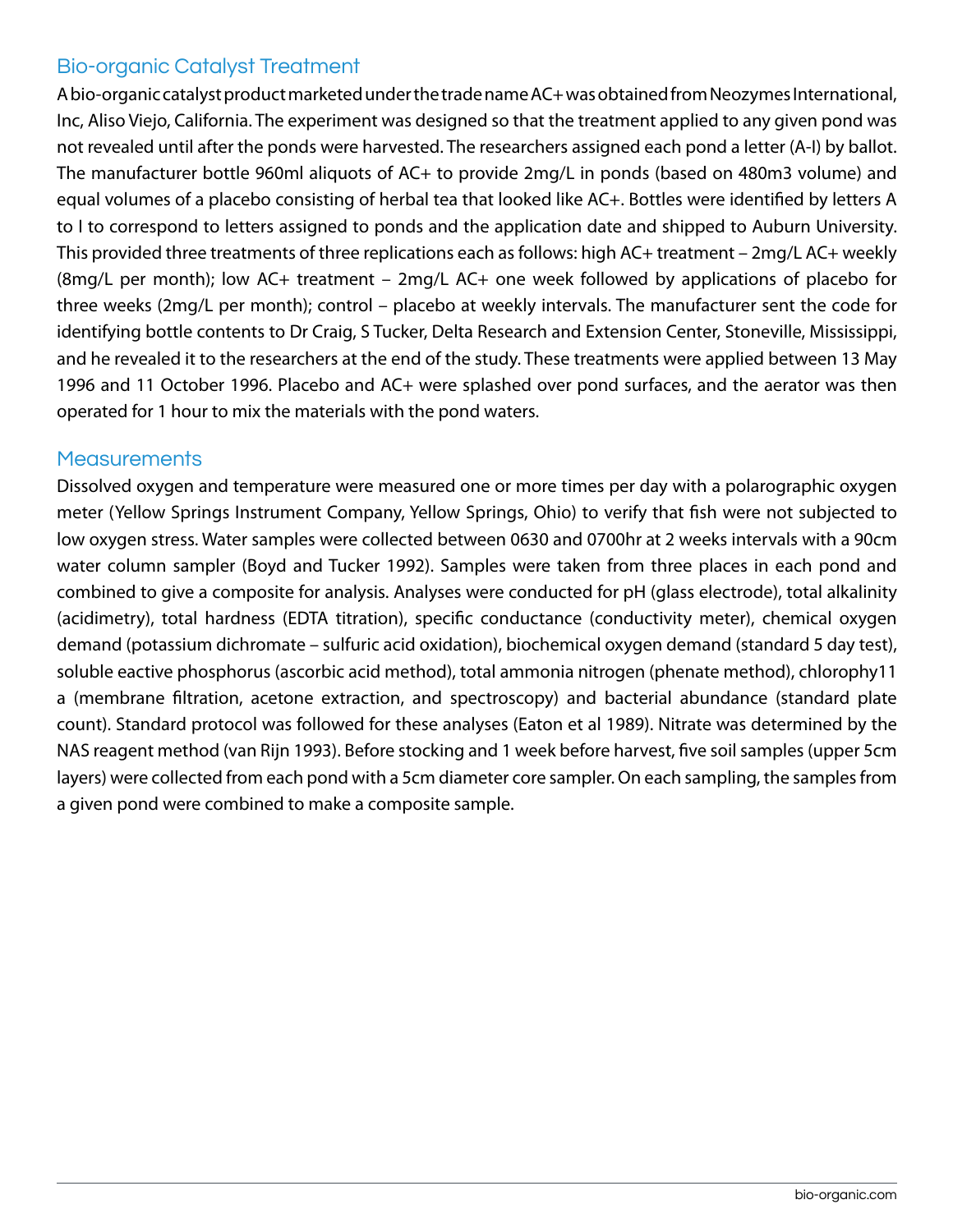## Bio-organic Catalyst Treatment

A bio-organic catalyst product marketed under the trade name AC+ was obtained from Neozymes International, Inc, Aliso Viejo, California. The experiment was designed so that the treatment applied to any given pond was not revealed until after the ponds were harvested. The researchers assigned each pond a letter (A-I) by ballot. The manufacturer bottle 960ml aliquots of AC+ to provide 2mg/L in ponds (based on 480m3 volume) and equal volumes of a placebo consisting of herbal tea that looked like AC+. Bottles were identified by letters A to I to correspond to letters assigned to ponds and the application date and shipped to Auburn University. This provided three treatments of three replications each as follows: high AC+ treatment – 2mg/L AC+ weekly (8mg/L per month); low AC+ treatment – 2mg/L AC+ one week followed by applications of placebo for three weeks (2mg/L per month); control – placebo at weekly intervals. The manufacturer sent the code for identifying bottle contents to Dr Craig, S Tucker, Delta Research and Extension Center, Stoneville, Mississippi, and he revealed it to the researchers at the end of the study. These treatments were applied between 13 May 1996 and 11 October 1996. Placebo and AC+ were splashed over pond surfaces, and the aerator was then operated for 1 hour to mix the materials with the pond waters.

## Measurements

Dissolved oxygen and temperature were measured one or more times per day with a polarographic oxygen meter (Yellow Springs Instrument Company, Yellow Springs, Ohio) to verify that fish were not subjected to low oxygen stress. Water samples were collected between 0630 and 0700hr at 2 weeks intervals with a 90cm water column sampler (Boyd and Tucker 1992). Samples were taken from three places in each pond and combined to give a composite for analysis. Analyses were conducted for pH (glass electrode), total alkalinity (acidimetry), total hardness (EDTA titration), specific conductance (conductivity meter), chemical oxygen demand (potassium dichromate – sulfuric acid oxidation), biochemical oxygen demand (standard 5 day test), soluble eactive phosphorus (ascorbic acid method), total ammonia nitrogen (phenate method), chlorophy11 a (membrane filtration, acetone extraction, and spectroscopy) and bacterial abundance (standard plate count). Standard protocol was followed for these analyses (Eaton et al 1989). Nitrate was determined by the NAS reagent method (van Rijn 1993). Before stocking and 1 week before harvest, five soil samples (upper 5cm layers) were collected from each pond with a 5cm diameter core sampler. On each sampling, the samples from a given pond were combined to make a composite sample.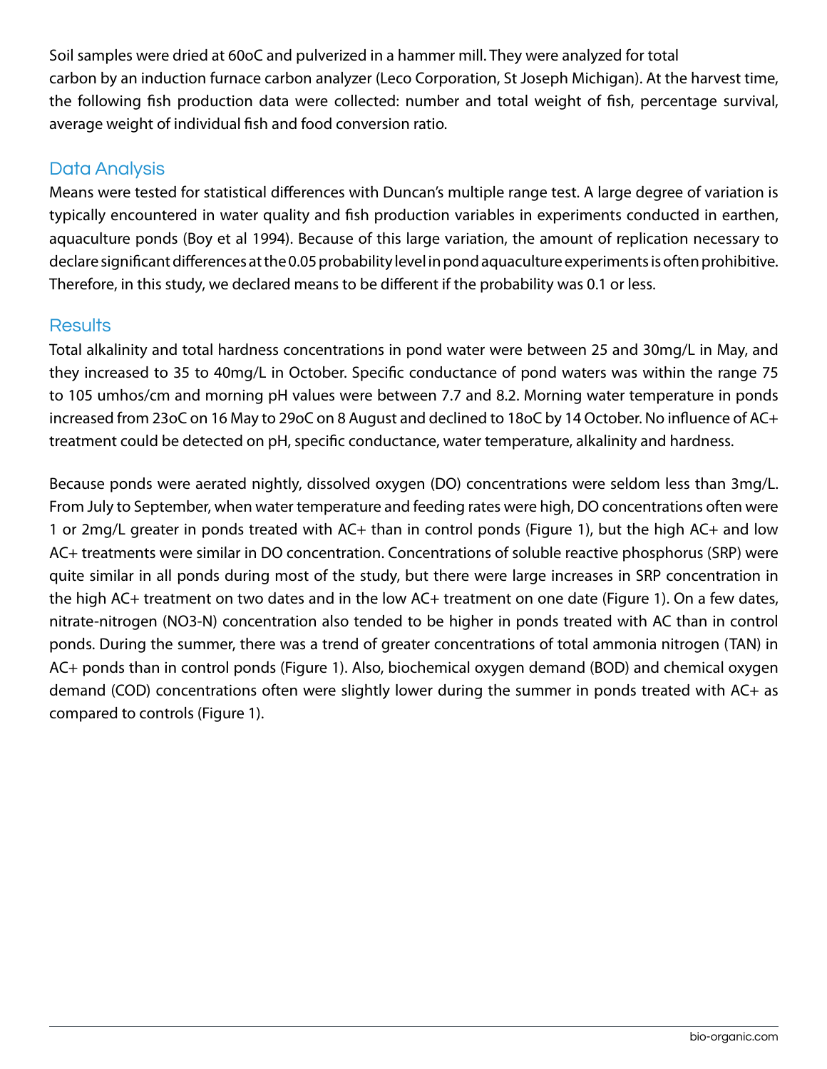Soil samples were dried at 60oC and pulverized in a hammer mill. They were analyzed for total carbon by an induction furnace carbon analyzer (Leco Corporation, St Joseph Michigan). At the harvest time, the following fish production data were collected: number and total weight of fish, percentage survival, average weight of individual fish and food conversion ratio.

## Data Analysis

Means were tested for statistical differences with Duncan's multiple range test. A large degree of variation is typically encountered in water quality and fish production variables in experiments conducted in earthen, aquaculture ponds (Boy et al 1994). Because of this large variation, the amount of replication necessary to declare significant differences at the 0.05 probability level in pond aquaculture experiments is often prohibitive. Therefore, in this study, we declared means to be different if the probability was 0.1 or less.

## Results

Total alkalinity and total hardness concentrations in pond water were between 25 and 30mg/L in May, and they increased to 35 to 40mg/L in October. Specific conductance of pond waters was within the range 75 to 105 umhos/cm and morning pH values were between 7.7 and 8.2. Morning water temperature in ponds increased from 23oC on 16 May to 29oC on 8 August and declined to 18oC by 14 October. No influence of AC+ treatment could be detected on pH, specific conductance, water temperature, alkalinity and hardness.

Because ponds were aerated nightly, dissolved oxygen (DO) concentrations were seldom less than 3mg/L. From July to September, when water temperature and feeding rates were high, DO concentrations often were 1 or 2mg/L greater in ponds treated with AC+ than in control ponds (Figure 1), but the high AC+ and low AC+ treatments were similar in DO concentration. Concentrations of soluble reactive phosphorus (SRP) were quite similar in all ponds during most of the study, but there were large increases in SRP concentration in the high AC+ treatment on two dates and in the low AC+ treatment on one date (Figure 1). On a few dates, nitrate-nitrogen ($NO_3$-N) concentration also tended to be higher in ponds treated with AC than in control ponds. During the summer, there was a trend of greater concentrations of total ammonia nitrogen (TAN) in AC+ ponds than in control ponds (Figure 1). Also, biochemical oxygen demand (BOD) and chemical oxygen demand (COD) concentrations often were slightly lower during the summer in ponds treated with AC+ as compared to controls (Figure 1).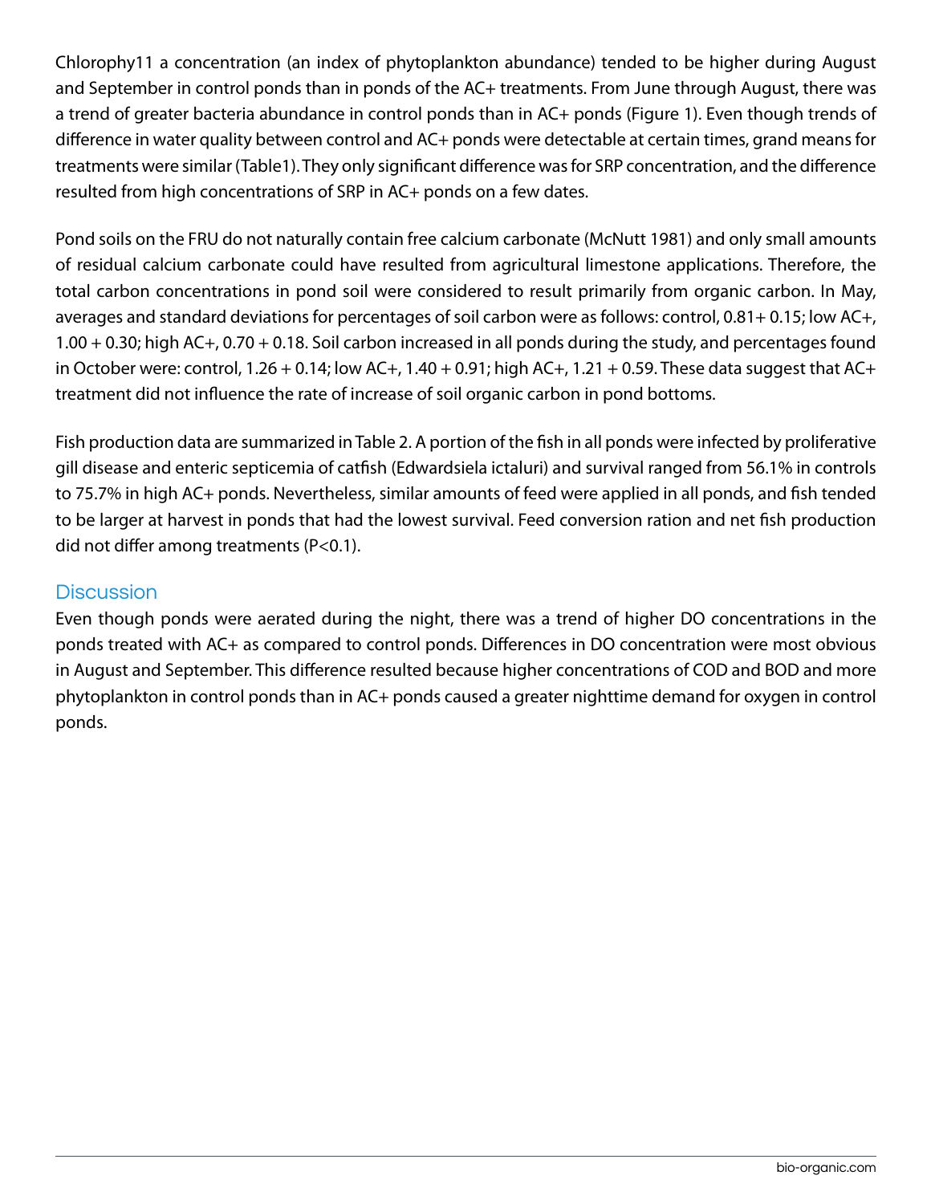Chlorophy11 a concentration (an index of phytoplankton abundance) tended to be higher during August and September in control ponds than in ponds of the AC+ treatments. From June through August, there was a trend of greater bacteria abundance in control ponds than in AC+ ponds (Figure 1). Even though trends of difference in water quality between control and AC+ ponds were detectable at certain times, grand means for treatments were similar (Table1). They only significant difference was for SRP concentration, and the difference resulted from high concentrations of SRP in AC+ ponds on a few dates.

Pond soils on the FRU do not naturally contain free calcium carbonate (McNutt 1981) and only small amounts of residual calcium carbonate could have resulted from agricultural limestone applications. Therefore, the total carbon concentrations in pond soil were considered to result primarily from organic carbon. In May, averages and standard deviations for percentages of soil carbon were as follows: control, 0.81+ 0.15; low AC+, 1.00 + 0.30; high AC+, 0.70 + 0.18. Soil carbon increased in all ponds during the study, and percentages found in October were: control, 1.26 + 0.14; low AC+, 1.40 + 0.91; high AC+, 1.21 + 0.59. These data suggest that AC+ treatment did not influence the rate of increase of soil organic carbon in pond bottoms.

Fish production data are summarized in Table 2. A portion of the fish in all ponds were infected by proliferative gill disease and enteric septicemia of catfish (Edwardsiela ictaluri) and survival ranged from 56.1% in controls to 75.7% in high AC+ ponds. Nevertheless, similar amounts of feed were applied in all ponds, and fish tended to be larger at harvest in ponds that had the lowest survival. Feed conversion ration and net fish production did not differ among treatments ($P<0.1$).

## Discussion

Even though ponds were aerated during the night, there was a trend of higher DO concentrations in the ponds treated with AC+ as compared to control ponds. Differences in DO concentration were most obvious in August and September. This difference resulted because higher concentrations of COD and BOD and more phytoplankton in control ponds than in AC+ ponds caused a greater nighttime demand for oxygen in control ponds.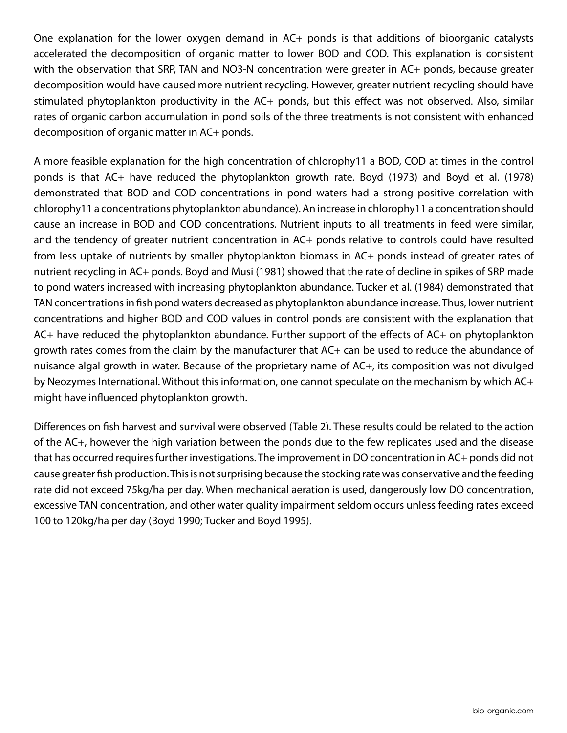One explanation for the lower oxygen demand in AC+ ponds is that additions of bioorganic catalysts accelerated the decomposition of organic matter to lower BOD and COD. This explanation is consistent with the observation that SRP, TAN and NO3-N concentration were greater in AC+ ponds, because greater decomposition would have caused more nutrient recycling. However, greater nutrient recycling should have stimulated phytoplankton productivity in the AC+ ponds, but this effect was not observed. Also, similar rates of organic carbon accumulation in pond soils of the three treatments is not consistent with enhanced decomposition of organic matter in AC+ ponds.

A more feasible explanation for the high concentration of chlorophy11 a BOD, COD at times in the control ponds is that AC+ have reduced the phytoplankton growth rate. Boyd (1973) and Boyd et al. (1978) demonstrated that BOD and COD concentrations in pond waters had a strong positive correlation with chlorophy11 a concentrations phytoplankton abundance). An increase in chlorophy11 a concentration should cause an increase in BOD and COD concentrations. Nutrient inputs to all treatments in feed were similar, and the tendency of greater nutrient concentration in AC+ ponds relative to controls could have resulted from less uptake of nutrients by smaller phytoplankton biomass in AC+ ponds instead of greater rates of nutrient recycling in AC+ ponds. Boyd and Musi (1981) showed that the rate of decline in spikes of SRP made to pond waters increased with increasing phytoplankton abundance. Tucker et al. (1984) demonstrated that TAN concentrations in fish pond waters decreased as phytoplankton abundance increase. Thus, lower nutrient concentrations and higher BOD and COD values in control ponds are consistent with the explanation that AC+ have reduced the phytoplankton abundance. Further support of the effects of AC+ on phytoplankton growth rates comes from the claim by the manufacturer that AC+ can be used to reduce the abundance of nuisance algal growth in water. Because of the proprietary name of AC+, its composition was not divulged by Neozymes International. Without this information, one cannot speculate on the mechanism by which AC+ might have influenced phytoplankton growth.

Differences on fish harvest and survival were observed (Table 2). These results could be related to the action of the AC+, however the high variation between the ponds due to the few replicates used and the disease that has occurred requires further investigations. The improvement in DO concentration in AC+ ponds did not cause greater fish production. This is not surprising because the stocking rate was conservative and the feeding rate did not exceed 75kg/ha per day. When mechanical aeration is used, dangerously low DO concentration, excessive TAN concentration, and other water quality impairment seldom occurs unless feeding rates exceed 100 to 120kg/ha per day (Boyd 1990; Tucker and Boyd 1995).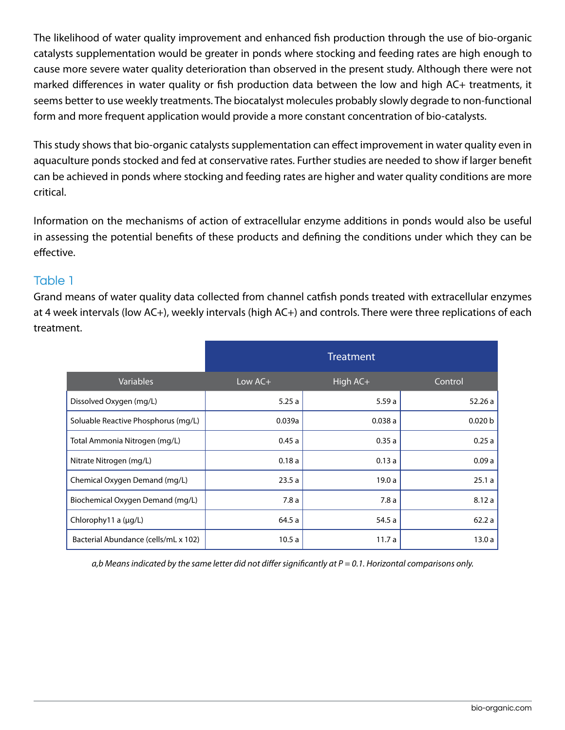The likelihood of water quality improvement and enhanced fish production through the use of bio-organic catalysts supplementation would be greater in ponds where stocking and feeding rates are high enough to cause more severe water quality deterioration than observed in the present study. Although there were not marked differences in water quality or fish production data between the low and high AC+ treatments, it seems better to use weekly treatments. The biocatalyst molecules probably slowly degrade to non-functional form and more frequent application would provide a more constant concentration of bio-catalysts.

This study shows that bio-organic catalysts supplementation can effect improvement in water quality even in aquaculture ponds stocked and fed at conservative rates. Further studies are needed to show if larger benefit can be achieved in ponds where stocking and feeding rates are higher and water quality conditions are more critical.

Information on the mechanisms of action of extracellular enzyme additions in ponds would also be useful in assessing the potential benefits of these products and defining the conditions under which they can be effective.

## Table 1

Grand means of water quality data collected from channel catfish ponds treated with extracellular enzymes at 4 week intervals (low AC+), weekly intervals (high AC+) and controls. There were three replications of each treatment.

| | Treatment | | |
|---|---|---|---|
| Variables | Low AC+ | High AC+ | Control |
| Dissolved Oxygen (mg/L) | 5.25 a | 5.59 a | 52.26 a |
| Soluable Reactive Phosphorus (mg/L) | 0.039a | 0.038 a | 0.020 b |
| Total Ammonia Nitrogen (mg/L) | 0.45 a | 0.35 a | 0.25 a |
| Nitrate Nitrogen (mg/L) | 0.18 a | 0.13 a | 0.09 a |
| Chemical Oxygen Demand (mg/L) | 23.5 a | 19.0 a | 25.1 a |
| Biochemical Oxygen Demand (mg/L) | 7.8 a | 7.8 a | 8.12 a |
| Chlorophy11 a (µg/L) | 64.5 a | 54.5 a | 62.2 a |
| Bacterial Abundance (cells/mL x 102) | 10.5 a | 11.7 a | 13.0 a |

*a,b Means indicated by the same letter did not differ significantly at P = 0.1. Horizontal comparisons only.*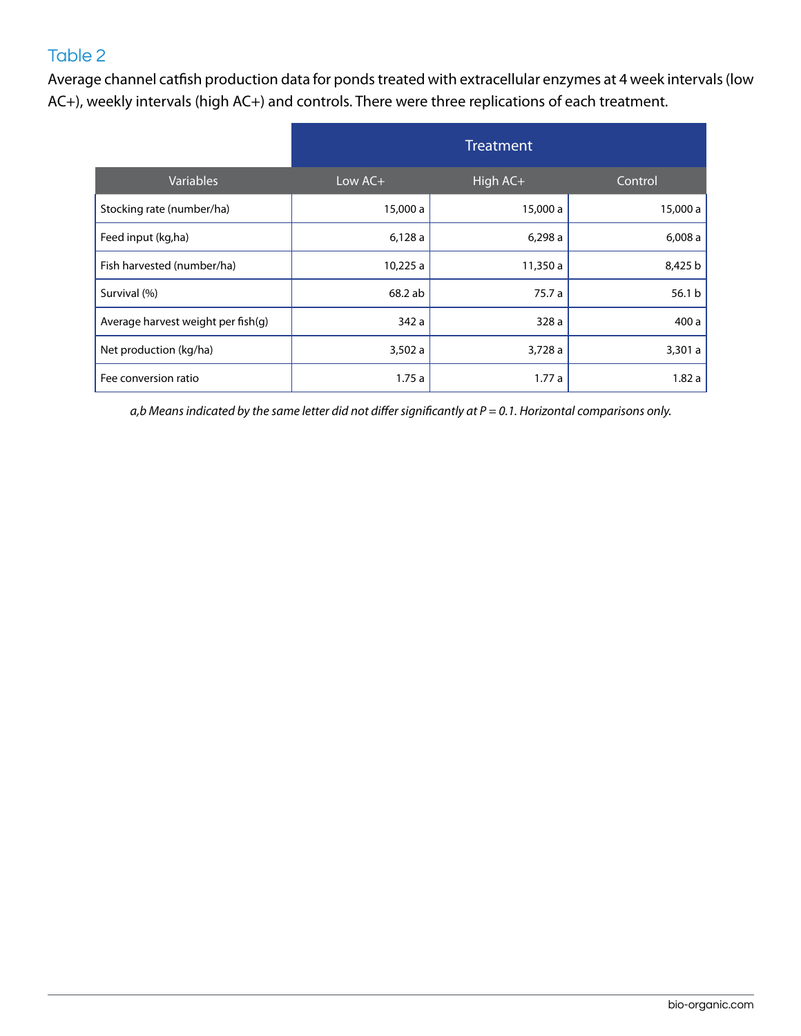## Table 2

Average channel catfish production data for ponds treated with extracellular enzymes at 4 week intervals (low AC+), weekly intervals (high AC+) and controls. There were three replications of each treatment.

| | Treatment | | |
|---|---|---|---|
| Variables | Low AC+ | High AC+ | Control |
| Stocking rate (number/ha) | 15,000 a | 15,000 a | 15,000 a |
| Feed input (kg,ha) | 6,128 a | 6,298 a | 6,008 a |
| Fish harvested (number/ha) | 10,225 a | 11,350 a | 8,425 b |
| Survival (%) | 68.2 ab | 75.7 a | 56.1 b |
| Average harvest weight per fish(g) | 342 a | 328 a | 400 a |
| Net production (kg/ha) | 3,502 a | 3,728 a | 3,301 a |
| Fee conversion ratio | 1.75 a | 1.77 a | 1.82 a |

*a,b Means indicated by the same letter did not differ significantly at P = 0.1. Horizontal comparisons only.*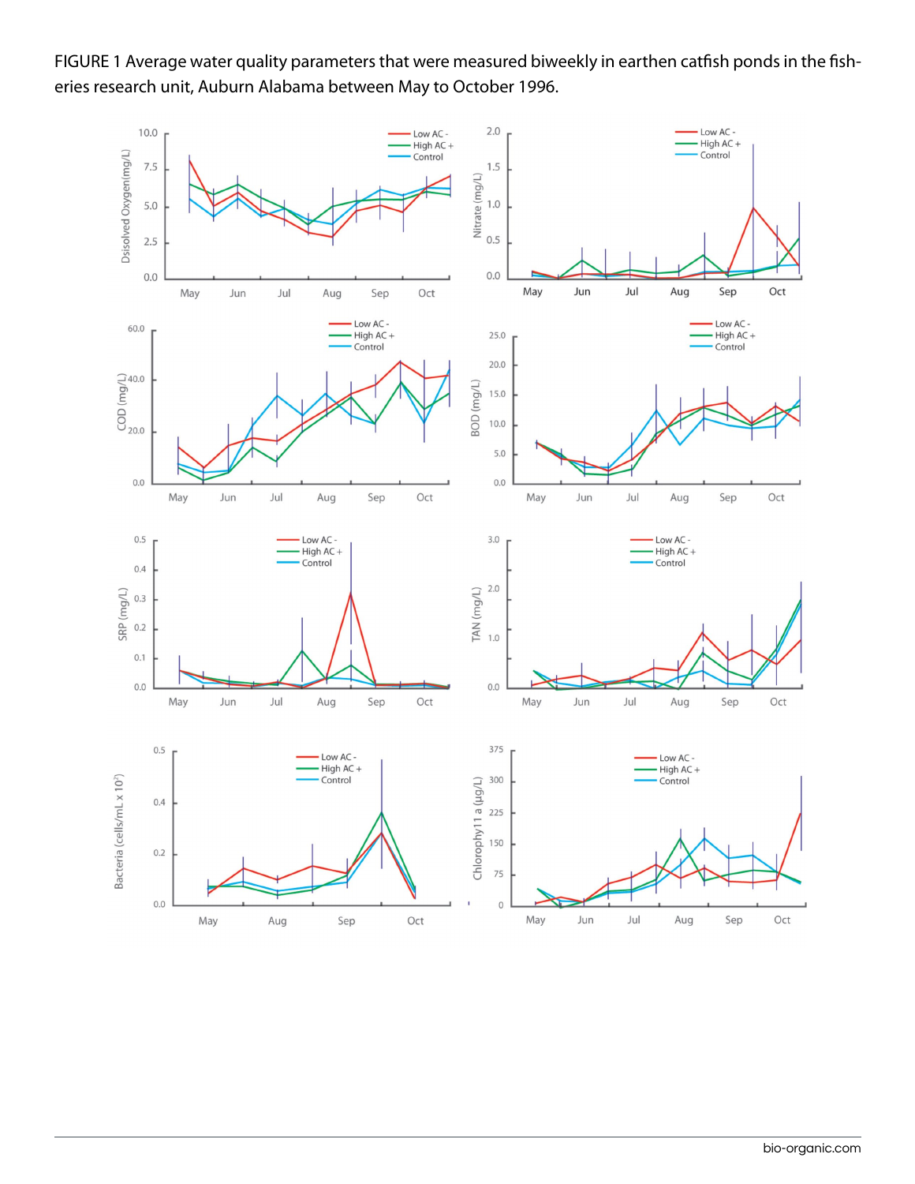FIGURE 1 Average water quality parameters that were measured biweekly in earthen catfish ponds in the fisheries research unit, Auburn Alabama between May to October 1996.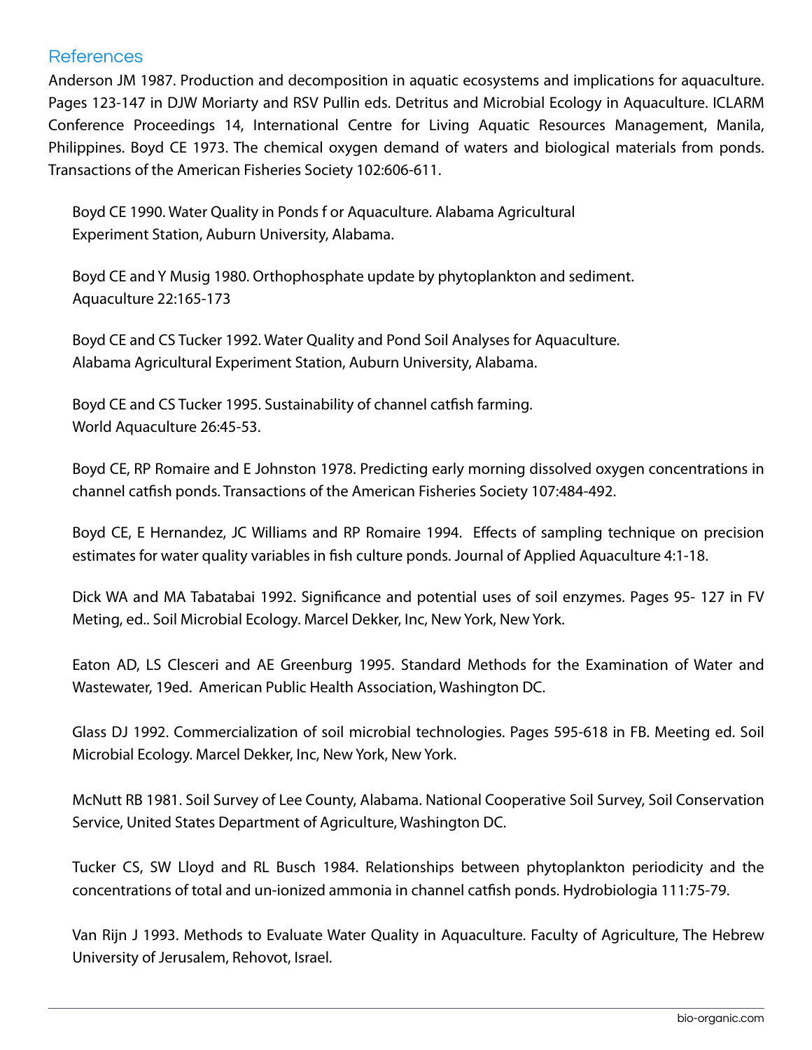## References

Anderson JM 1987. Production and decomposition in aquatic ecosystems and implications for aquaculture. Pages 123-147 in DJW Moriarty and RSV Pullin eds. Detritus and Microbial Ecology in Aquaculture. ICLARM Conference Proceedings 14, International Centre for Living Aquatic Resources Management, Manila, Philippines. Boyd CE 1973. The chemical oxygen demand of waters and biological materials from ponds. Transactions of the American Fisheries Society 102:606-611.

Boyd CE 1990. Water Quality in Ponds f or Aquaculture. Alabama Agricultural Experiment Station, Auburn University, Alabama.

Boyd CE and Y Musig 1980. Orthophosphate update by phytoplankton and sediment. Aquaculture 22:165-173

Boyd CE and CS Tucker 1992. Water Quality and Pond Soil Analyses for Aquaculture. Alabama Agricultural Experiment Station, Auburn University, Alabama.

Boyd CE and CS Tucker 1995. Sustainability of channel catfish farming. World Aquaculture 26:45-53.

Boyd CE, RP Romaire and E Johnston 1978. Predicting early morning dissolved oxygen concentrations in channel catfish ponds. Transactions of the American Fisheries Society 107:484-492.

Boyd CE, E Hernandez, JC Williams and RP Romaire 1994. Effects of sampling technique on precision estimates for water quality variables in fish culture ponds. Journal of Applied Aquaculture 4:1-18.

Dick WA and MA Tabatabai 1992. Significance and potential uses of soil enzymes. Pages 95- 127 in FV Meting, ed.. Soil Microbial Ecology. Marcel Dekker, Inc, New York, New York.

Eaton AD, LS Clesceri and AE Greenburg 1995. Standard Methods for the Examination of Water and Wastewater, 19ed. American Public Health Association, Washington DC.

Glass DJ 1992. Commercialization of soil microbial technologies. Pages 595-618 in FB. Meeting ed. Soil Microbial Ecology. Marcel Dekker, Inc, New York, New York.

McNutt RB 1981. Soil Survey of Lee County, Alabama. National Cooperative Soil Survey, Soil Conservation Service, United States Department of Agriculture, Washington DC.

Tucker CS, SW Lloyd and RL Busch 1984. Relationships between phytoplankton periodicity and the concentrations of total and un-ionized ammonia in channel catfish ponds. Hydrobiologia 111:75-79.

Van Rijn J 1993. Methods to Evaluate Water Quality in Aquaculture. Faculty of Agriculture, The Hebrew University of Jerusalem, Rehovot, Israel.